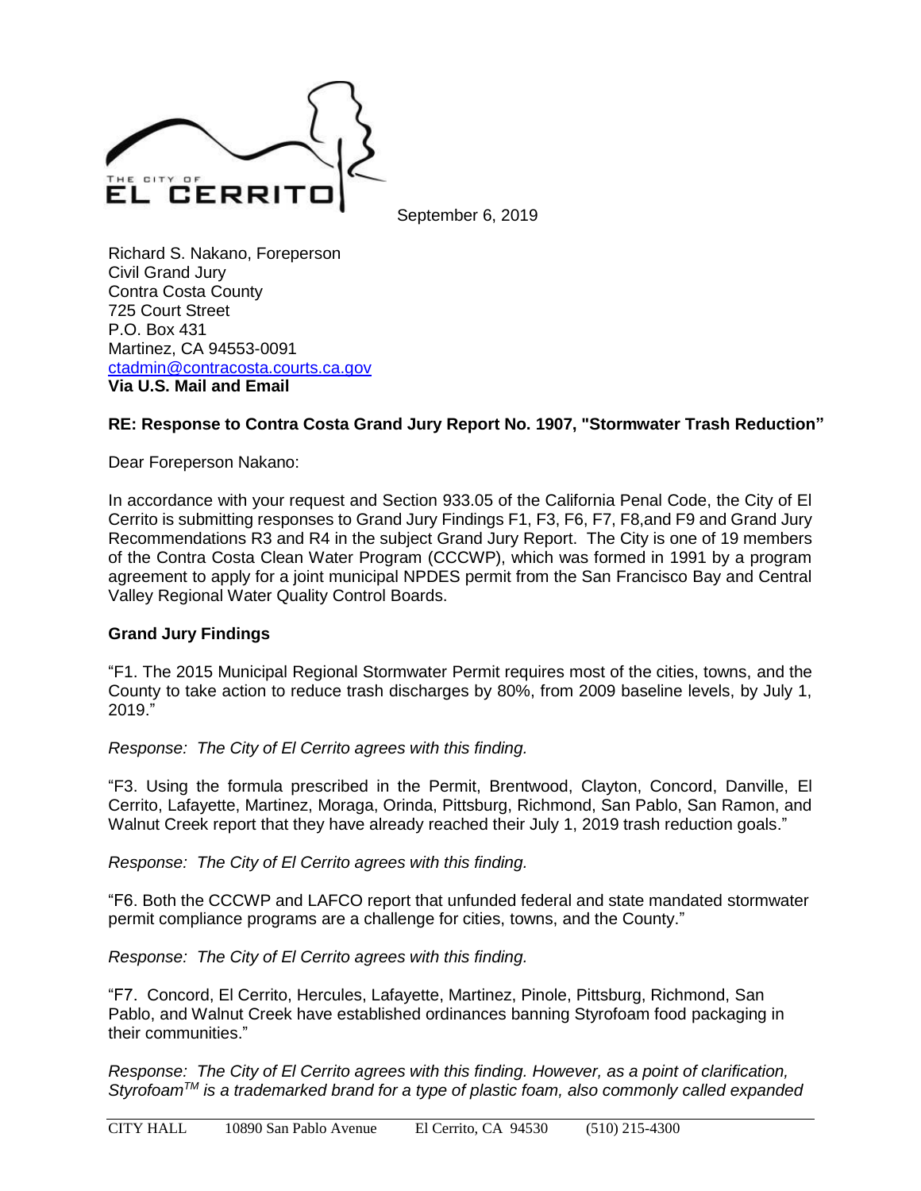THE CITY OF EL CERRITO

September 6, 2019

Richard S. Nakano, Foreperson
Civil Grand Jury
Contra Costa County
725 Court Street
P.O. Box 431
Martinez, CA 94553-0091
ctadmin@contracosta.courts.ca.gov
**Via U.S. Mail and Email**

**RE: Response to Contra Costa Grand Jury Report No. 1907, "Stormwater Trash Reduction"**

Dear Foreperson Nakano:

In accordance with your request and Section 933.05 of the California Penal Code, the City of El Cerrito is submitting responses to Grand Jury Findings F1, F3, F6, F7, F8,and F9 and Grand Jury Recommendations R3 and R4 in the subject Grand Jury Report. The City is one of 19 members of the Contra Costa Clean Water Program (CCCWP), which was formed in 1991 by a program agreement to apply for a joint municipal NPDES permit from the San Francisco Bay and Central Valley Regional Water Quality Control Boards.

**Grand Jury Findings**

"F1. The 2015 Municipal Regional Stormwater Permit requires most of the cities, towns, and the County to take action to reduce trash discharges by 80%, from 2009 baseline levels, by July 1, 2019."

*Response: The City of El Cerrito agrees with this finding.*

"F3. Using the formula prescribed in the Permit, Brentwood, Clayton, Concord, Danville, El Cerrito, Lafayette, Martinez, Moraga, Orinda, Pittsburg, Richmond, San Pablo, San Ramon, and Walnut Creek report that they have already reached their July 1, 2019 trash reduction goals."

*Response: The City of El Cerrito agrees with this finding.*

"F6. Both the CCCWP and LAFCO report that unfunded federal and state mandated stormwater permit compliance programs are a challenge for cities, towns, and the County."

*Response: The City of El Cerrito agrees with this finding.*

"F7. Concord, El Cerrito, Hercules, Lafayette, Martinez, Pinole, Pittsburg, Richmond, San Pablo, and Walnut Creek have established ordinances banning Styrofoam food packaging in their communities."

*Response: The City of El Cerrito agrees with this finding. However, as a point of clarification, Styrofoam™ is a trademarked brand for a type of plastic foam, also commonly called expanded*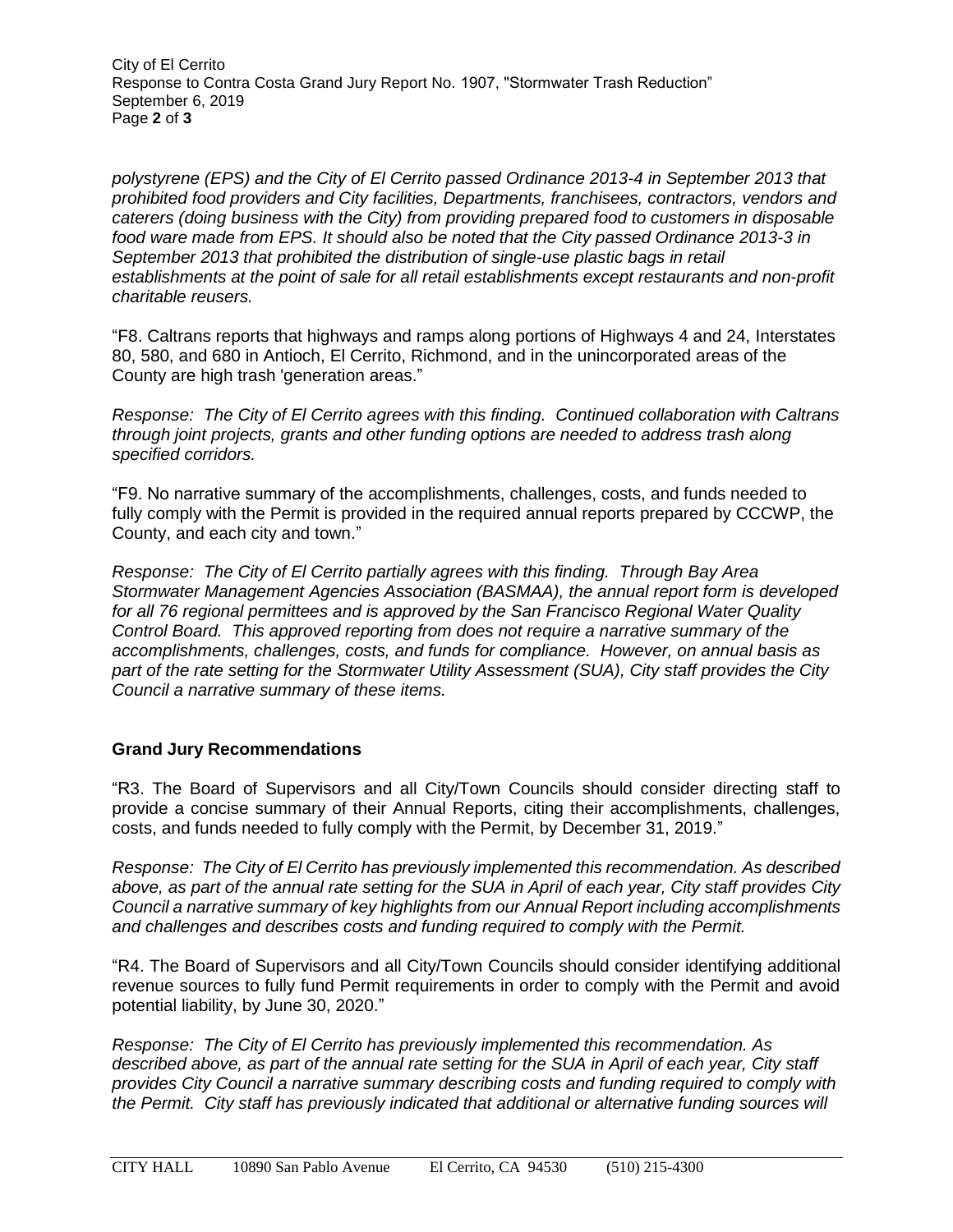*polystyrene (EPS) and the City of El Cerrito passed Ordinance 2013-4 in September 2013 that prohibited food providers and City facilities, Departments, franchisees, contractors, vendors and caterers (doing business with the City) from providing prepared food to customers in disposable food ware made from EPS. It should also be noted that the City passed Ordinance 2013-3 in September 2013 that prohibited the distribution of single-use plastic bags in retail establishments at the point of sale for all retail establishments except restaurants and non-profit charitable reusers.*

"F8. Caltrans reports that highways and ramps along portions of Highways 4 and 24, Interstates 80, 580, and 680 in Antioch, El Cerrito, Richmond, and in the unincorporated areas of the County are high trash 'generation areas."

*Response: The City of El Cerrito agrees with this finding. Continued collaboration with Caltrans through joint projects, grants and other funding options are needed to address trash along specified corridors.*

"F9. No narrative summary of the accomplishments, challenges, costs, and funds needed to fully comply with the Permit is provided in the required annual reports prepared by CCCWP, the County, and each city and town."

*Response: The City of El Cerrito partially agrees with this finding. Through Bay Area Stormwater Management Agencies Association (BASMAA), the annual report form is developed for all 76 regional permittees and is approved by the San Francisco Regional Water Quality Control Board. This approved reporting from does not require a narrative summary of the accomplishments, challenges, costs, and funds for compliance. However, on annual basis as part of the rate setting for the Stormwater Utility Assessment (SUA), City staff provides the City Council a narrative summary of these items.*

## Grand Jury Recommendations

"R3. The Board of Supervisors and all City/Town Councils should consider directing staff to provide a concise summary of their Annual Reports, citing their accomplishments, challenges, costs, and funds needed to fully comply with the Permit, by December 31, 2019."

*Response: The City of El Cerrito has previously implemented this recommendation. As described above, as part of the annual rate setting for the SUA in April of each year, City staff provides City Council a narrative summary of key highlights from our Annual Report including accomplishments and challenges and describes costs and funding required to comply with the Permit.*

"R4. The Board of Supervisors and all City/Town Councils should consider identifying additional revenue sources to fully fund Permit requirements in order to comply with the Permit and avoid potential liability, by June 30, 2020."

*Response: The City of El Cerrito has previously implemented this recommendation. As described above, as part of the annual rate setting for the SUA in April of each year, City staff provides City Council a narrative summary describing costs and funding required to comply with the Permit. City staff has previously indicated that additional or alternative funding sources will*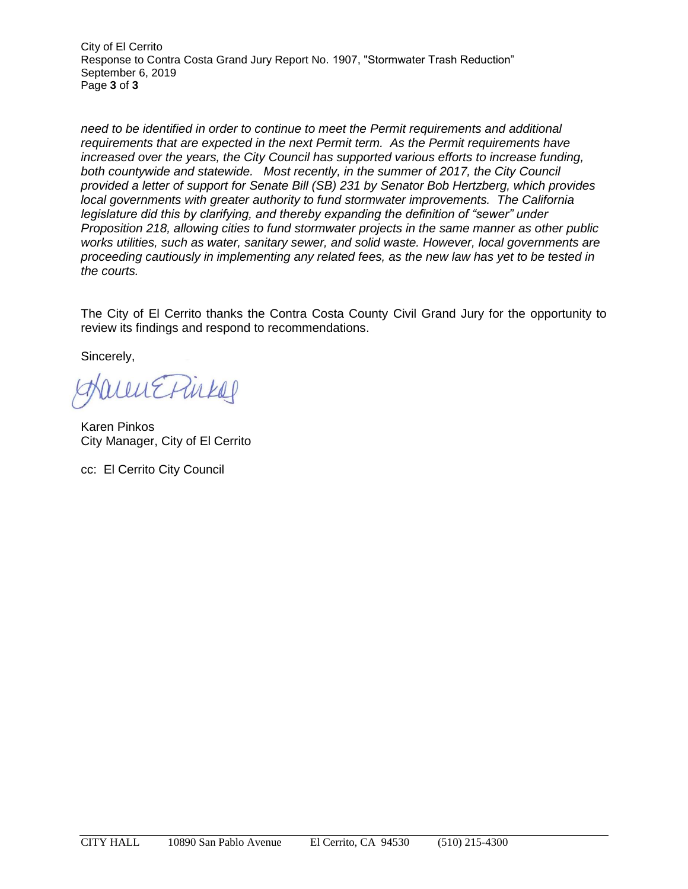*need to be identified in order to continue to meet the Permit requirements and additional requirements that are expected in the next Permit term. As the Permit requirements have increased over the years, the City Council has supported various efforts to increase funding, both countywide and statewide. Most recently, in the summer of 2017, the City Council provided a letter of support for Senate Bill (SB) 231 by Senator Bob Hertzberg, which provides local governments with greater authority to fund stormwater improvements. The California legislature did this by clarifying, and thereby expanding the definition of "sewer" under Proposition 218, allowing cities to fund stormwater projects in the same manner as other public works utilities, such as water, sanitary sewer, and solid waste. However, local governments are proceeding cautiously in implementing any related fees, as the new law has yet to be tested in the courts.*

The City of El Cerrito thanks the Contra Costa County Civil Grand Jury for the opportunity to review its findings and respond to recommendations.

Sincerely,

Karen Pinkos
City Manager, City of El Cerrito

cc: El Cerrito City Council